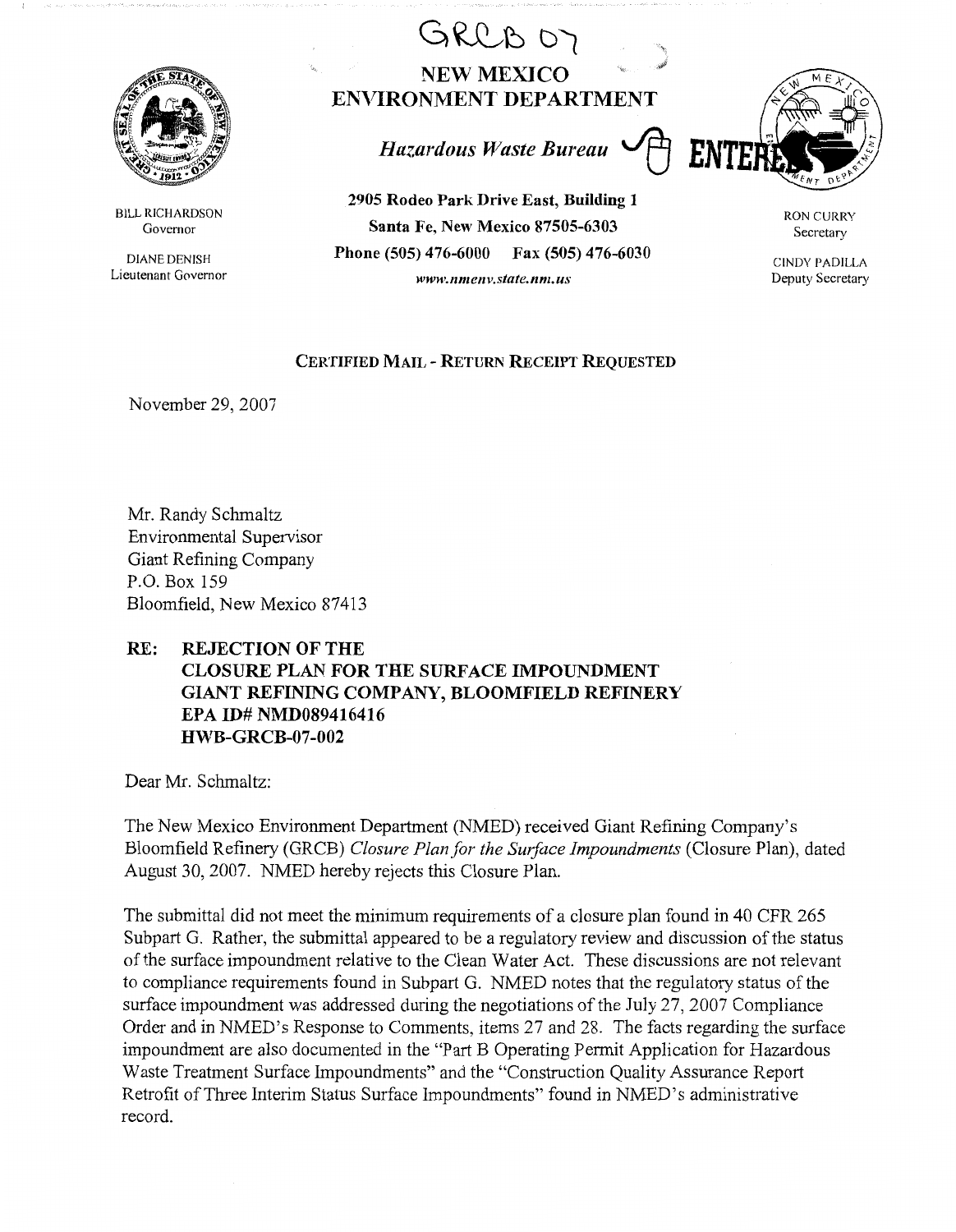GRCB 07

# NEW MEXICO ENVIRONMENT DEPARTMENT

*Hazardous Waste Bureau*

ENTERED

BILL RICHARDSON
Governor

DIANE DENISH
Lieutenant Governor

**2905 Rodeo Park Drive East, Building 1**
**Santa Fe, New Mexico 87505-6303**
**Phone (505) 476-6000 Fax (505) 476-6030**
*www.nmenv.state.nm.us*

RON CURRY
Secretary

CINDY PADILLA
Deputy Secretary

**CERTIFIED MAIL - RETURN RECEIPT REQUESTED**

November 29, 2007

Mr. Randy Schmaltz
Environmental Supervisor
Giant Refining Company
P.O. Box 159
Bloomfield, New Mexico 87413

**RE: REJECTION OF THE CLOSURE PLAN FOR THE SURFACE IMPOUNDMENT GIANT REFINING COMPANY, BLOOMFIELD REFINERY EPA ID# NMD089416416 HWB-GRCB-07-002**

Dear Mr. Schmaltz:

The New Mexico Environment Department (NMED) received Giant Refining Company's Bloomfield Refinery (GRCB) *Closure Plan for the Surface Impoundments* (Closure Plan), dated August 30, 2007. NMED hereby rejects this Closure Plan.

The submittal did not meet the minimum requirements of a closure plan found in 40 CFR 265 Subpart G. Rather, the submittal appeared to be a regulatory review and discussion of the status of the surface impoundment relative to the Clean Water Act. These discussions are not relevant to compliance requirements found in Subpart G. NMED notes that the regulatory status of the surface impoundment was addressed during the negotiations of the July 27, 2007 Compliance Order and in NMED's Response to Comments, items 27 and 28. The facts regarding the surface impoundment are also documented in the "Part B Operating Permit Application for Hazardous Waste Treatment Surface Impoundments" and the "Construction Quality Assurance Report Retrofit of Three Interim Status Surface Impoundments" found in NMED's administrative record.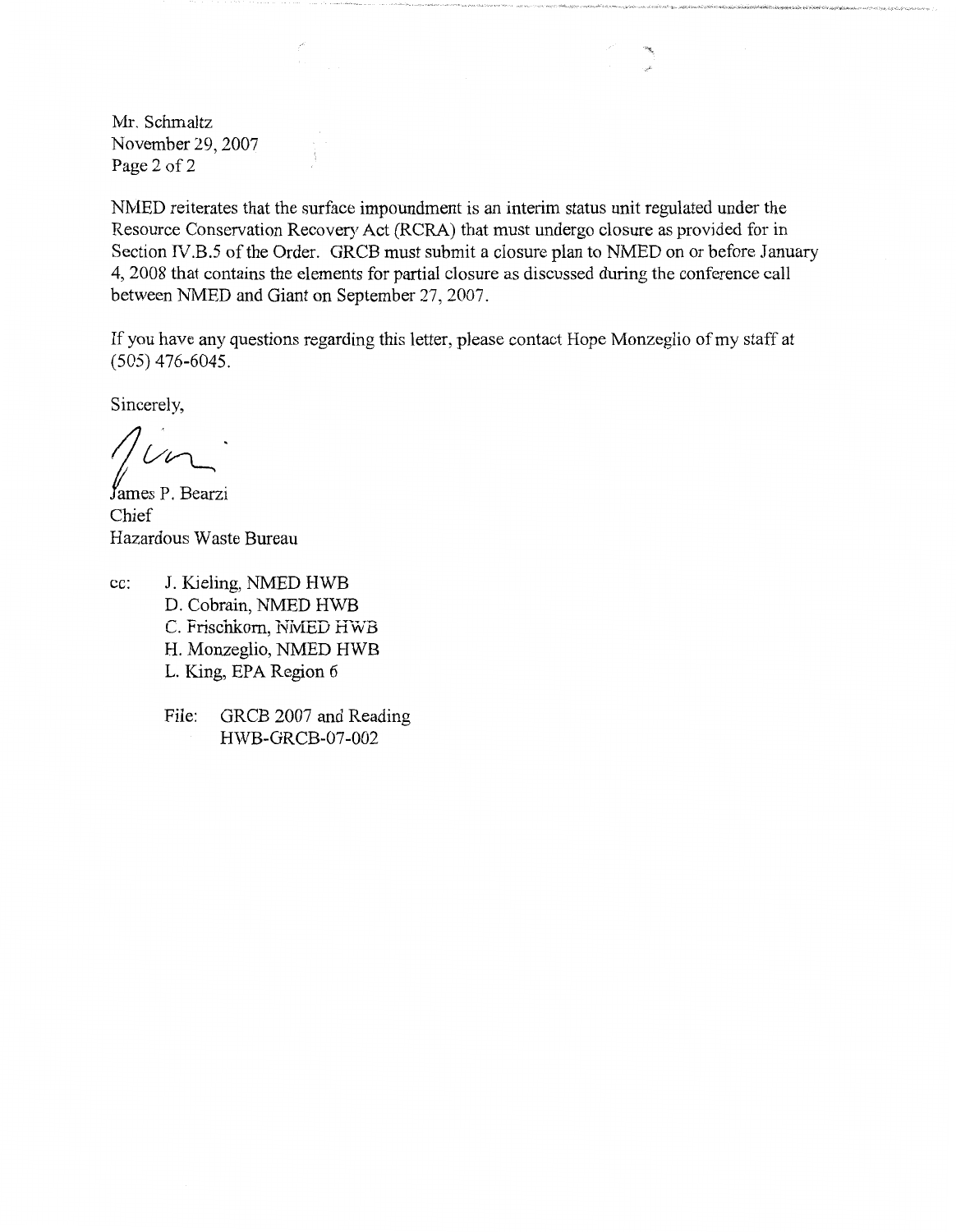Mr. Schmaltz
November 29, 2007

NMED reiterates that the surface impoundment is an interim status unit regulated under the Resource Conservation Recovery Act (RCRA) that must undergo closure as provided for in Section IV.B.5 of the Order. GRCB must submit a closure plan to NMED on or before January 4, 2008 that contains the elements for partial closure as discussed during the conference call between NMED and Giant on September 27, 2007.

If you have any questions regarding this letter, please contact Hope Monzeglio of my staff at (505) 476-6045.

Sincerely,

James P. Bearzi
Chief
Hazardous Waste Bureau

cc: J. Kieling, NMED HWB
D. Cobrain, NMED HWB
C. Frischkorn, NMED HWB
H. Monzeglio, NMED HWB
L. King, EPA Region 6

File: GRCB 2007 and Reading
HWB-GRCB-07-002